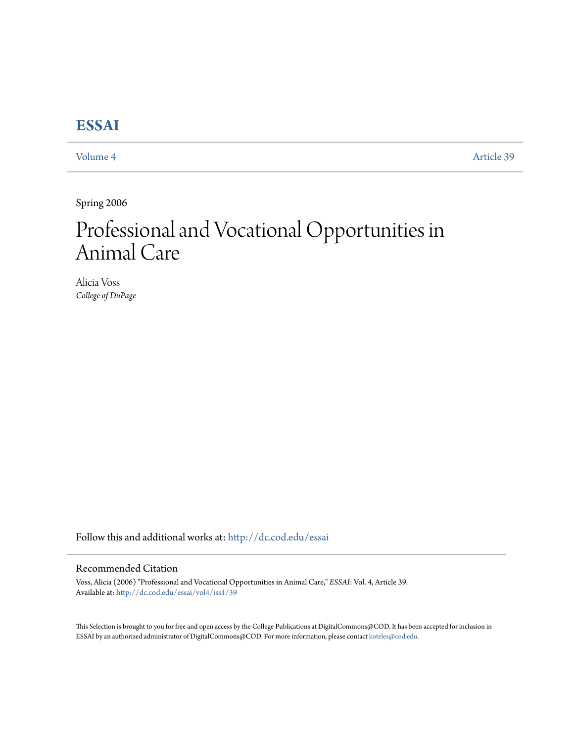# ESSAI

Volume 4 | Article 39

Spring 2006

# Professional and Vocational Opportunities in Animal Care

Alicia Voss
*College of DuPage*

Follow this and additional works at: http://dc.cod.edu/essai

## Recommended Citation

Voss, Alicia (2006) "Professional and Vocational Opportunities in Animal Care," *ESSAI*: Vol. 4, Article 39.
Available at: http://dc.cod.edu/essai/vol4/iss1/39

This Selection is brought to you for free and open access by the College Publications at DigitalCommons@COD. It has been accepted for inclusion in ESSAI by an authorized administrator of DigitalCommons@COD. For more information, please contact koteles@cod.edu.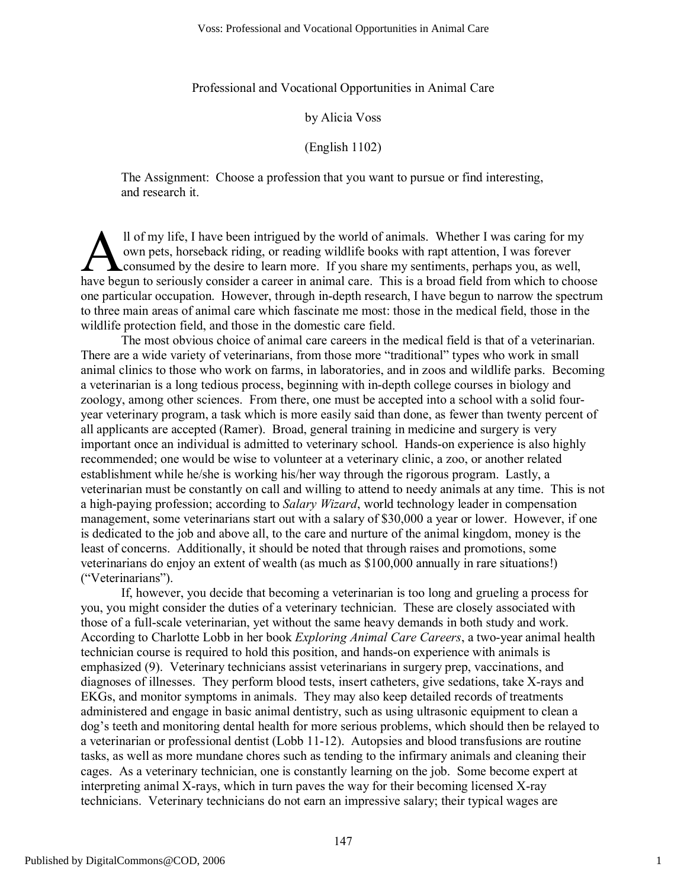Professional and Vocational Opportunities in Animal Care

by Alicia Voss

(English 1102)

The Assignment: Choose a profession that you want to pursue or find interesting, and research it.

All of my life, I have been intrigued by the world of animals. Whether I was caring for my own pets, horseback riding, or reading wildlife books with rapt attention, I was forever consumed by the desire to learn more. If you share my sentiments, perhaps you, as well, have begun to seriously consider a career in animal care. This is a broad field from which to choose one particular occupation. However, through in-depth research, I have begun to narrow the spectrum to three main areas of animal care which fascinate me most: those in the medical field, those in the wildlife protection field, and those in the domestic care field.

The most obvious choice of animal care careers in the medical field is that of a veterinarian. There are a wide variety of veterinarians, from those more "traditional" types who work in small animal clinics to those who work on farms, in laboratories, and in zoos and wildlife parks. Becoming a veterinarian is a long tedious process, beginning with in-depth college courses in biology and zoology, among other sciences. From there, one must be accepted into a school with a solid four-year veterinary program, a task which is more easily said than done, as fewer than twenty percent of all applicants are accepted (Ramer). Broad, general training in medicine and surgery is very important once an individual is admitted to veterinary school. Hands-on experience is also highly recommended; one would be wise to volunteer at a veterinary clinic, a zoo, or another related establishment while he/she is working his/her way through the rigorous program. Lastly, a veterinarian must be constantly on call and willing to attend to needy animals at any time. This is not a high-paying profession; according to *Salary Wizard*, world technology leader in compensation management, some veterinarians start out with a salary of $30,000 a year or lower. However, if one is dedicated to the job and above all, to the care and nurture of the animal kingdom, money is the least of concerns. Additionally, it should be noted that through raises and promotions, some veterinarians do enjoy an extent of wealth (as much as $100,000 annually in rare situations!) ("Veterinarians").

If, however, you decide that becoming a veterinarian is too long and grueling a process for you, you might consider the duties of a veterinary technician. These are closely associated with those of a full-scale veterinarian, yet without the same heavy demands in both study and work. According to Charlotte Lobb in her book *Exploring Animal Care Careers*, a two-year animal health technician course is required to hold this position, and hands-on experience with animals is emphasized (9). Veterinary technicians assist veterinarians in surgery prep, vaccinations, and diagnoses of illnesses. They perform blood tests, insert catheters, give sedations, take X-rays and EKGs, and monitor symptoms in animals. They may also keep detailed records of treatments administered and engage in basic animal dentistry, such as using ultrasonic equipment to clean a dog's teeth and monitoring dental health for more serious problems, which should then be relayed to a veterinarian or professional dentist (Lobb 11-12). Autopsies and blood transfusions are routine tasks, as well as more mundane chores such as tending to the infirmary animals and cleaning their cages. As a veterinary technician, one is constantly learning on the job. Some become expert at interpreting animal X-rays, which in turn paves the way for their becoming licensed X-ray technicians. Veterinary technicians do not earn an impressive salary; their typical wages are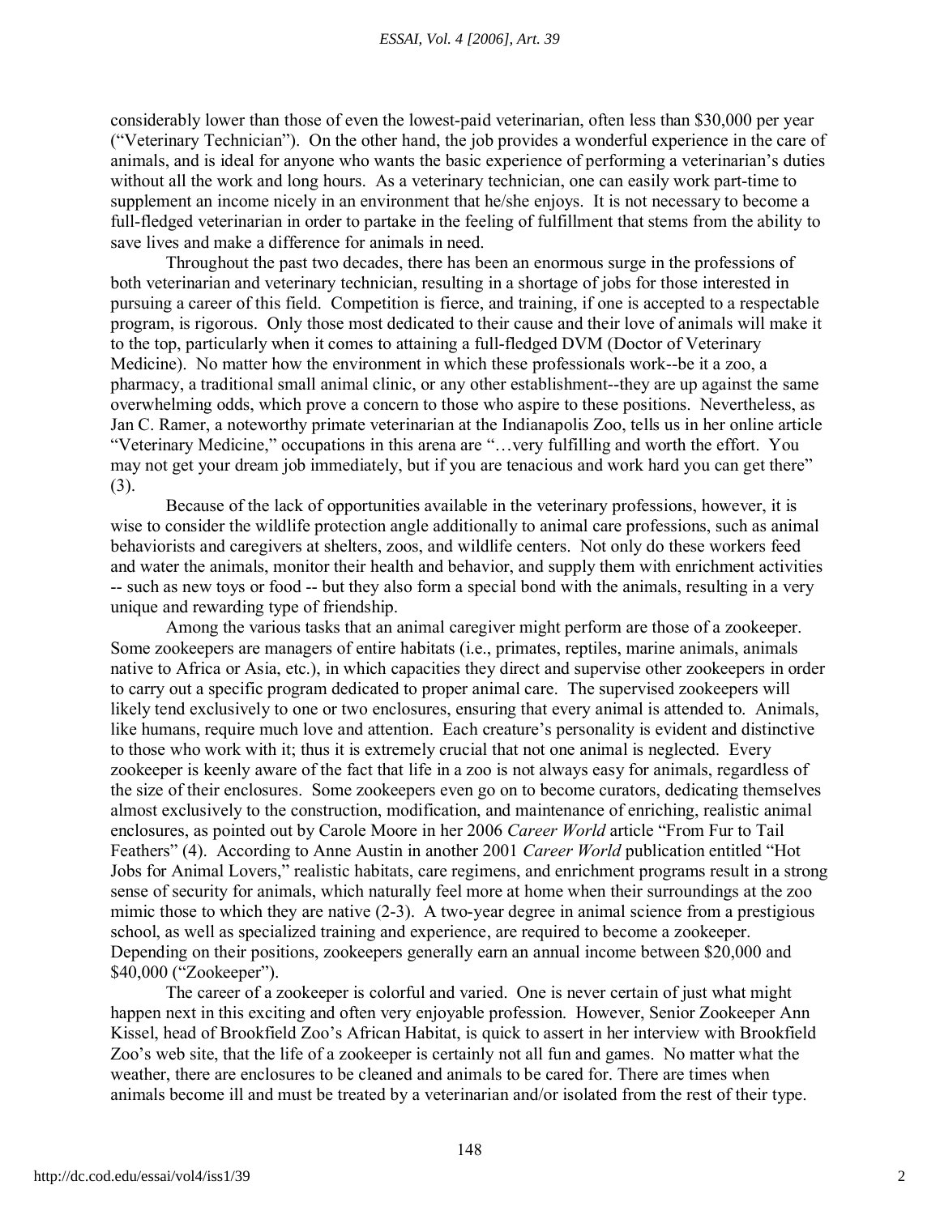considerably lower than those of even the lowest-paid veterinarian, often less than $30,000 per year ("Veterinary Technician"). On the other hand, the job provides a wonderful experience in the care of animals, and is ideal for anyone who wants the basic experience of performing a veterinarian's duties without all the work and long hours. As a veterinary technician, one can easily work part-time to supplement an income nicely in an environment that he/she enjoys. It is not necessary to become a full-fledged veterinarian in order to partake in the feeling of fulfillment that stems from the ability to save lives and make a difference for animals in need.

Throughout the past two decades, there has been an enormous surge in the professions of both veterinarian and veterinary technician, resulting in a shortage of jobs for those interested in pursuing a career of this field. Competition is fierce, and training, if one is accepted to a respectable program, is rigorous. Only those most dedicated to their cause and their love of animals will make it to the top, particularly when it comes to attaining a full-fledged DVM (Doctor of Veterinary Medicine). No matter how the environment in which these professionals work--be it a zoo, a pharmacy, a traditional small animal clinic, or any other establishment--they are up against the same overwhelming odds, which prove a concern to those who aspire to these positions. Nevertheless, as Jan C. Ramer, a noteworthy primate veterinarian at the Indianapolis Zoo, tells us in her online article "Veterinary Medicine," occupations in this arena are "…very fulfilling and worth the effort. You may not get your dream job immediately, but if you are tenacious and work hard you can get there" (3).

Because of the lack of opportunities available in the veterinary professions, however, it is wise to consider the wildlife protection angle additionally to animal care professions, such as animal behaviorists and caregivers at shelters, zoos, and wildlife centers. Not only do these workers feed and water the animals, monitor their health and behavior, and supply them with enrichment activities -- such as new toys or food -- but they also form a special bond with the animals, resulting in a very unique and rewarding type of friendship.

Among the various tasks that an animal caregiver might perform are those of a zookeeper. Some zookeepers are managers of entire habitats (i.e., primates, reptiles, marine animals, animals native to Africa or Asia, etc.), in which capacities they direct and supervise other zookeepers in order to carry out a specific program dedicated to proper animal care. The supervised zookeepers will likely tend exclusively to one or two enclosures, ensuring that every animal is attended to. Animals, like humans, require much love and attention. Each creature's personality is evident and distinctive to those who work with it; thus it is extremely crucial that not one animal is neglected. Every zookeeper is keenly aware of the fact that life in a zoo is not always easy for animals, regardless of the size of their enclosures. Some zookeepers even go on to become curators, dedicating themselves almost exclusively to the construction, modification, and maintenance of enriching, realistic animal enclosures, as pointed out by Carole Moore in her 2006 *Career World* article "From Fur to Tail Feathers" (4). According to Anne Austin in another 2001 *Career World* publication entitled "Hot Jobs for Animal Lovers," realistic habitats, care regimens, and enrichment programs result in a strong sense of security for animals, which naturally feel more at home when their surroundings at the zoo mimic those to which they are native (2-3). A two-year degree in animal science from a prestigious school, as well as specialized training and experience, are required to become a zookeeper. Depending on their positions, zookeepers generally earn an annual income between $20,000 and $40,000 ("Zookeeper").

The career of a zookeeper is colorful and varied. One is never certain of just what might happen next in this exciting and often very enjoyable profession. However, Senior Zookeeper Ann Kissel, head of Brookfield Zoo's African Habitat, is quick to assert in her interview with Brookfield Zoo's web site, that the life of a zookeeper is certainly not all fun and games. No matter what the weather, there are enclosures to be cleaned and animals to be cared for. There are times when animals become ill and must be treated by a veterinarian and/or isolated from the rest of their type.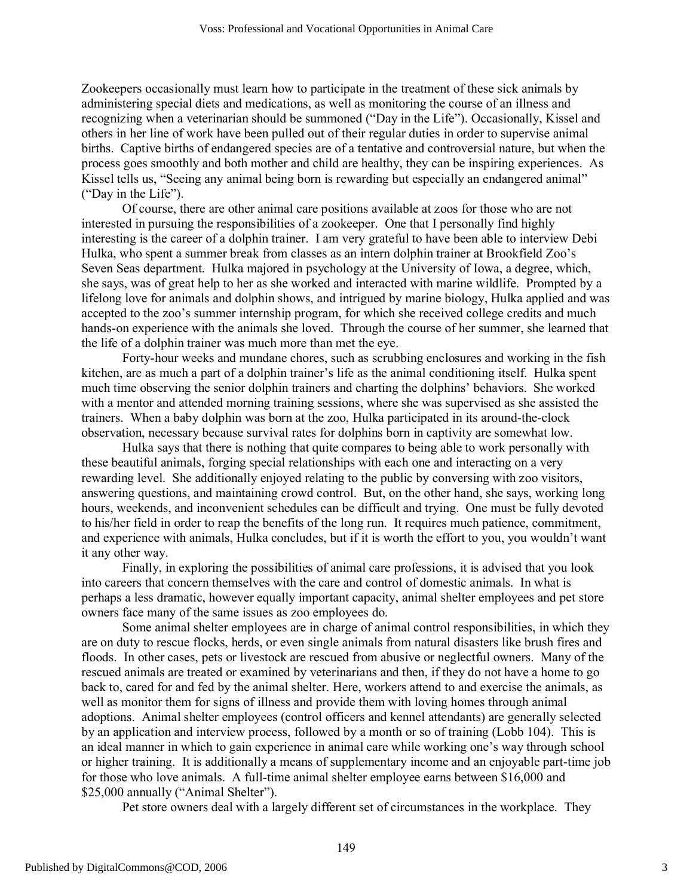Zookeepers occasionally must learn how to participate in the treatment of these sick animals by administering special diets and medications, as well as monitoring the course of an illness and recognizing when a veterinarian should be summoned ("Day in the Life"). Occasionally, Kissel and others in her line of work have been pulled out of their regular duties in order to supervise animal births. Captive births of endangered species are of a tentative and controversial nature, but when the process goes smoothly and both mother and child are healthy, they can be inspiring experiences. As Kissel tells us, "Seeing any animal being born is rewarding but especially an endangered animal" ("Day in the Life").

Of course, there are other animal care positions available at zoos for those who are not interested in pursuing the responsibilities of a zookeeper. One that I personally find highly interesting is the career of a dolphin trainer. I am very grateful to have been able to interview Debi Hulka, who spent a summer break from classes as an intern dolphin trainer at Brookfield Zoo's Seven Seas department. Hulka majored in psychology at the University of Iowa, a degree, which, she says, was of great help to her as she worked and interacted with marine wildlife. Prompted by a lifelong love for animals and dolphin shows, and intrigued by marine biology, Hulka applied and was accepted to the zoo's summer internship program, for which she received college credits and much hands-on experience with the animals she loved. Through the course of her summer, she learned that the life of a dolphin trainer was much more than met the eye.

Forty-hour weeks and mundane chores, such as scrubbing enclosures and working in the fish kitchen, are as much a part of a dolphin trainer's life as the animal conditioning itself. Hulka spent much time observing the senior dolphin trainers and charting the dolphins' behaviors. She worked with a mentor and attended morning training sessions, where she was supervised as she assisted the trainers. When a baby dolphin was born at the zoo, Hulka participated in its around-the-clock observation, necessary because survival rates for dolphins born in captivity are somewhat low.

Hulka says that there is nothing that quite compares to being able to work personally with these beautiful animals, forging special relationships with each one and interacting on a very rewarding level. She additionally enjoyed relating to the public by conversing with zoo visitors, answering questions, and maintaining crowd control. But, on the other hand, she says, working long hours, weekends, and inconvenient schedules can be difficult and trying. One must be fully devoted to his/her field in order to reap the benefits of the long run. It requires much patience, commitment, and experience with animals, Hulka concludes, but if it is worth the effort to you, you wouldn't want it any other way.

Finally, in exploring the possibilities of animal care professions, it is advised that you look into careers that concern themselves with the care and control of domestic animals. In what is perhaps a less dramatic, however equally important capacity, animal shelter employees and pet store owners face many of the same issues as zoo employees do.

Some animal shelter employees are in charge of animal control responsibilities, in which they are on duty to rescue flocks, herds, or even single animals from natural disasters like brush fires and floods. In other cases, pets or livestock are rescued from abusive or neglectful owners. Many of the rescued animals are treated or examined by veterinarians and then, if they do not have a home to go back to, cared for and fed by the animal shelter. Here, workers attend to and exercise the animals, as well as monitor them for signs of illness and provide them with loving homes through animal adoptions. Animal shelter employees (control officers and kennel attendants) are generally selected by an application and interview process, followed by a month or so of training (Lobb 104). This is an ideal manner in which to gain experience in animal care while working one's way through school or higher training. It is additionally a means of supplementary income and an enjoyable part-time job for those who love animals. A full-time animal shelter employee earns between $16,000 and $25,000 annually ("Animal Shelter").

Pet store owners deal with a largely different set of circumstances in the workplace. They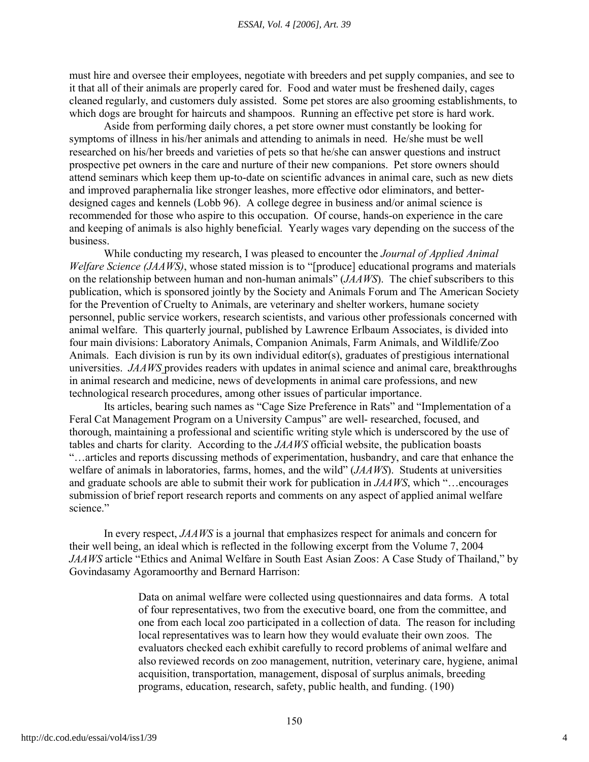must hire and oversee their employees, negotiate with breeders and pet supply companies, and see to it that all of their animals are properly cared for. Food and water must be freshened daily, cages cleaned regularly, and customers duly assisted. Some pet stores are also grooming establishments, to which dogs are brought for haircuts and shampoos. Running an effective pet store is hard work.

Aside from performing daily chores, a pet store owner must constantly be looking for symptoms of illness in his/her animals and attending to animals in need. He/she must be well researched on his/her breeds and varieties of pets so that he/she can answer questions and instruct prospective pet owners in the care and nurture of their new companions. Pet store owners should attend seminars which keep them up-to-date on scientific advances in animal care, such as new diets and improved paraphernalia like stronger leashes, more effective odor eliminators, and better-designed cages and kennels (Lobb 96). A college degree in business and/or animal science is recommended for those who aspire to this occupation. Of course, hands-on experience in the care and keeping of animals is also highly beneficial. Yearly wages vary depending on the success of the business.

While conducting my research, I was pleased to encounter the *Journal of Applied Animal Welfare Science (JAAWS)*, whose stated mission is to "[produce] educational programs and materials on the relationship between human and non-human animals" (*JAAWS*). The chief subscribers to this publication, which is sponsored jointly by the Society and Animals Forum and The American Society for the Prevention of Cruelty to Animals, are veterinary and shelter workers, humane society personnel, public service workers, research scientists, and various other professionals concerned with animal welfare. This quarterly journal, published by Lawrence Erlbaum Associates, is divided into four main divisions: Laboratory Animals, Companion Animals, Farm Animals, and Wildlife/Zoo Animals. Each division is run by its own individual editor(s), graduates of prestigious international universities. *JAAWS* provides readers with updates in animal science and animal care, breakthroughs in animal research and medicine, news of developments in animal care professions, and new technological research procedures, among other issues of particular importance.

Its articles, bearing such names as "Cage Size Preference in Rats" and "Implementation of a Feral Cat Management Program on a University Campus" are well- researched, focused, and thorough, maintaining a professional and scientific writing style which is underscored by the use of tables and charts for clarity. According to the *JAAWS* official website, the publication boasts "…articles and reports discussing methods of experimentation, husbandry, and care that enhance the welfare of animals in laboratories, farms, homes, and the wild" (*JAAWS*). Students at universities and graduate schools are able to submit their work for publication in *JAAWS*, which "…encourages submission of brief report research reports and comments on any aspect of applied animal welfare science."

In every respect, *JAAWS* is a journal that emphasizes respect for animals and concern for their well being, an ideal which is reflected in the following excerpt from the Volume 7, 2004 *JAAWS* article "Ethics and Animal Welfare in South East Asian Zoos: A Case Study of Thailand," by Govindasamy Agoramoorthy and Bernard Harrison:

> Data on animal welfare were collected using questionnaires and data forms. A total of four representatives, two from the executive board, one from the committee, and one from each local zoo participated in a collection of data. The reason for including local representatives was to learn how they would evaluate their own zoos. The evaluators checked each exhibit carefully to record problems of animal welfare and also reviewed records on zoo management, nutrition, veterinary care, hygiene, animal acquisition, transportation, management, disposal of surplus animals, breeding programs, education, research, safety, public health, and funding. (190)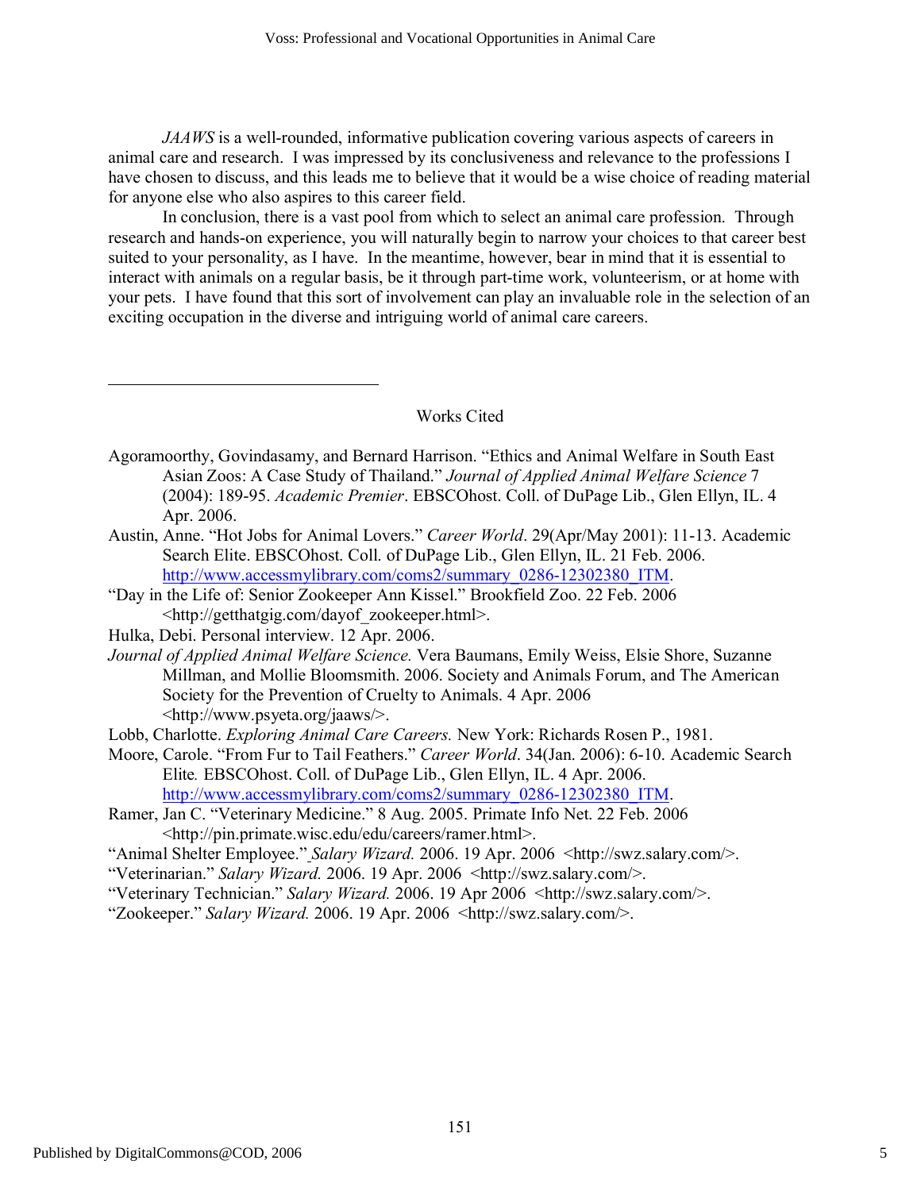*JAAWS* is a well-rounded, informative publication covering various aspects of careers in animal care and research. I was impressed by its conclusiveness and relevance to the professions I have chosen to discuss, and this leads me to believe that it would be a wise choice of reading material for anyone else who also aspires to this career field.

In conclusion, there is a vast pool from which to select an animal care profession. Through research and hands-on experience, you will naturally begin to narrow your choices to that career best suited to your personality, as I have. In the meantime, however, bear in mind that it is essential to interact with animals on a regular basis, be it through part-time work, volunteerism, or at home with your pets. I have found that this sort of involvement can play an invaluable role in the selection of an exciting occupation in the diverse and intriguing world of animal care careers.

---

## Works Cited

Agoramoorthy, Govindasamy, and Bernard Harrison. "Ethics and Animal Welfare in South East Asian Zoos: A Case Study of Thailand." *Journal of Applied Animal Welfare Science* 7 (2004): 189-95. *Academic Premier*. EBSCOhost. Coll. of DuPage Lib., Glen Ellyn, IL. 4 Apr. 2006.

Austin, Anne. "Hot Jobs for Animal Lovers." *Career World*. 29(Apr/May 2001): 11-13. Academic Search Elite. EBSCOhost. Coll. of DuPage Lib., Glen Ellyn, IL. 21 Feb. 2006. http://www.accessmylibrary.com/coms2/summary_0286-12302380_ITM.

"Day in the Life of: Senior Zookeeper Ann Kissel." Brookfield Zoo. 22 Feb. 2006 <http://getthatgig.com/dayof_zookeeper.html>.

Hulka, Debi. Personal interview. 12 Apr. 2006.

*Journal of Applied Animal Welfare Science.* Vera Baumans, Emily Weiss, Elsie Shore, Suzanne Millman, and Mollie Bloomsmith. 2006. Society and Animals Forum, and The American Society for the Prevention of Cruelty to Animals. 4 Apr. 2006 <http://www.psyeta.org/jaaws/>.

Lobb, Charlotte. *Exploring Animal Care Careers.* New York: Richards Rosen P., 1981.

Moore, Carole. "From Fur to Tail Feathers." *Career World*. 34(Jan. 2006): 6-10. Academic Search Elite*.* EBSCOhost. Coll. of DuPage Lib., Glen Ellyn, IL. 4 Apr. 2006. http://www.accessmylibrary.com/coms2/summary_0286-12302380_ITM.

Ramer, Jan C. "Veterinary Medicine." 8 Aug. 2005. Primate Info Net. 22 Feb. 2006 <http://pin.primate.wisc.edu/edu/careers/ramer.html>.

"Animal Shelter Employee." *Salary Wizard.* 2006. 19 Apr. 2006 <http://swz.salary.com/>.

"Veterinarian." *Salary Wizard.* 2006. 19 Apr. 2006 <http://swz.salary.com/>.

"Veterinary Technician." *Salary Wizard.* 2006. 19 Apr 2006 <http://swz.salary.com/>.

"Zookeeper." *Salary Wizard.* 2006. 19 Apr. 2006 <http://swz.salary.com/>.